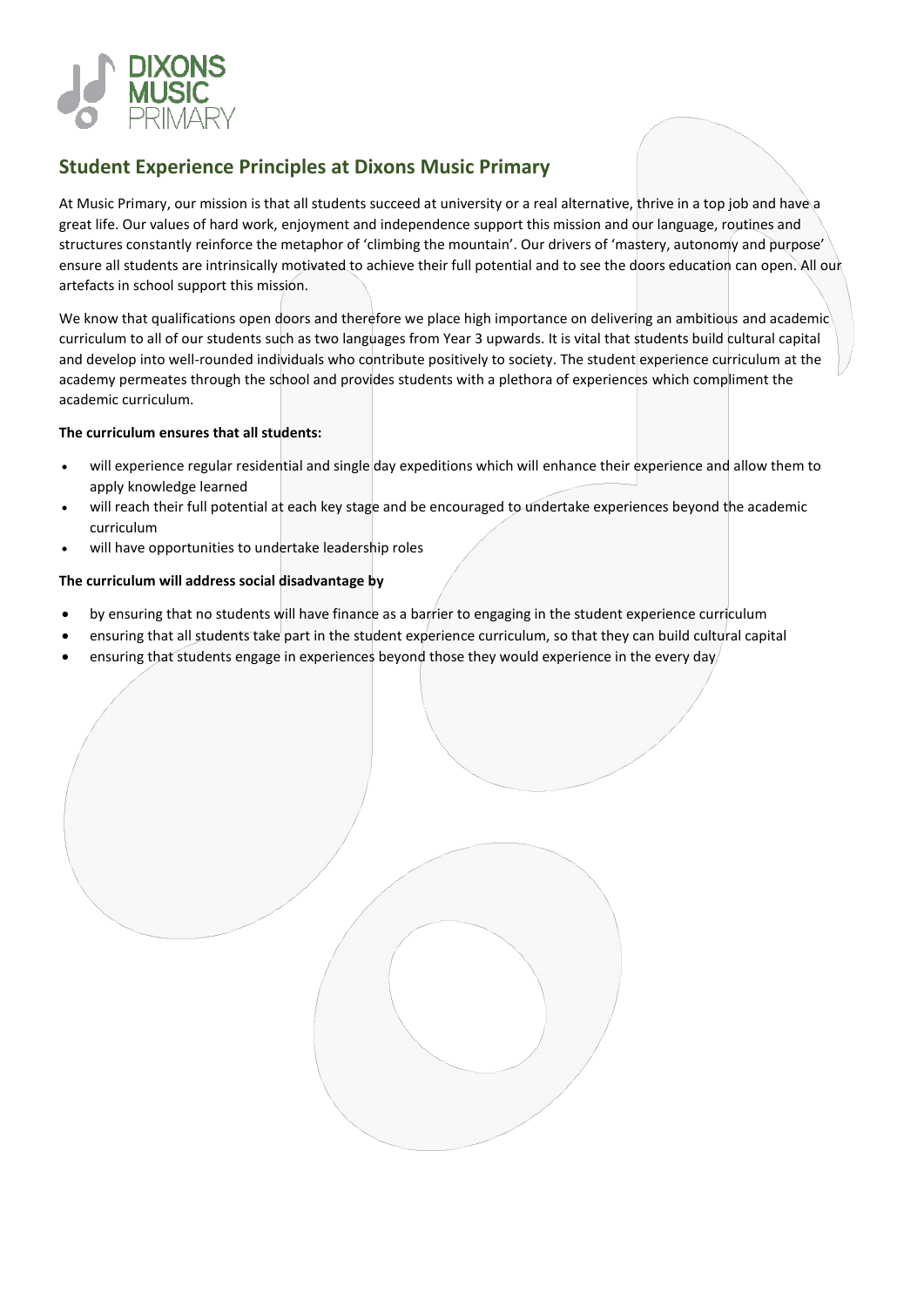DIXONS MUSIC PRIMARY

## Student Experience Principles at Dixons Music Primary

At Music Primary, our mission is that all students succeed at university or a real alternative, thrive in a top job and have a great life. Our values of hard work, enjoyment and independence support this mission and our language, routines and structures constantly reinforce the metaphor of 'climbing the mountain'. Our drivers of 'mastery, autonomy and purpose' ensure all students are intrinsically motivated to achieve their full potential and to see the doors education can open. All our artefacts in school support this mission.

We know that qualifications open doors and therefore we place high importance on delivering an ambitious and academic curriculum to all of our students such as two languages from Year 3 upwards. It is vital that students build cultural capital and develop into well-rounded individuals who contribute positively to society. The student experience curriculum at the academy permeates through the school and provides students with a plethora of experiences which compliment the academic curriculum.

**The curriculum ensures that all students:**

- will experience regular residential and single day expeditions which will enhance their experience and allow them to apply knowledge learned
- will reach their full potential at each key stage and be encouraged to undertake experiences beyond the academic curriculum
- will have opportunities to undertake leadership roles

**The curriculum will address social disadvantage by**

- by ensuring that no students will have finance as a barrier to engaging in the student experience curriculum
- ensuring that all students take part in the student experience curriculum, so that they can build cultural capital
- ensuring that students engage in experiences beyond those they would experience in the every day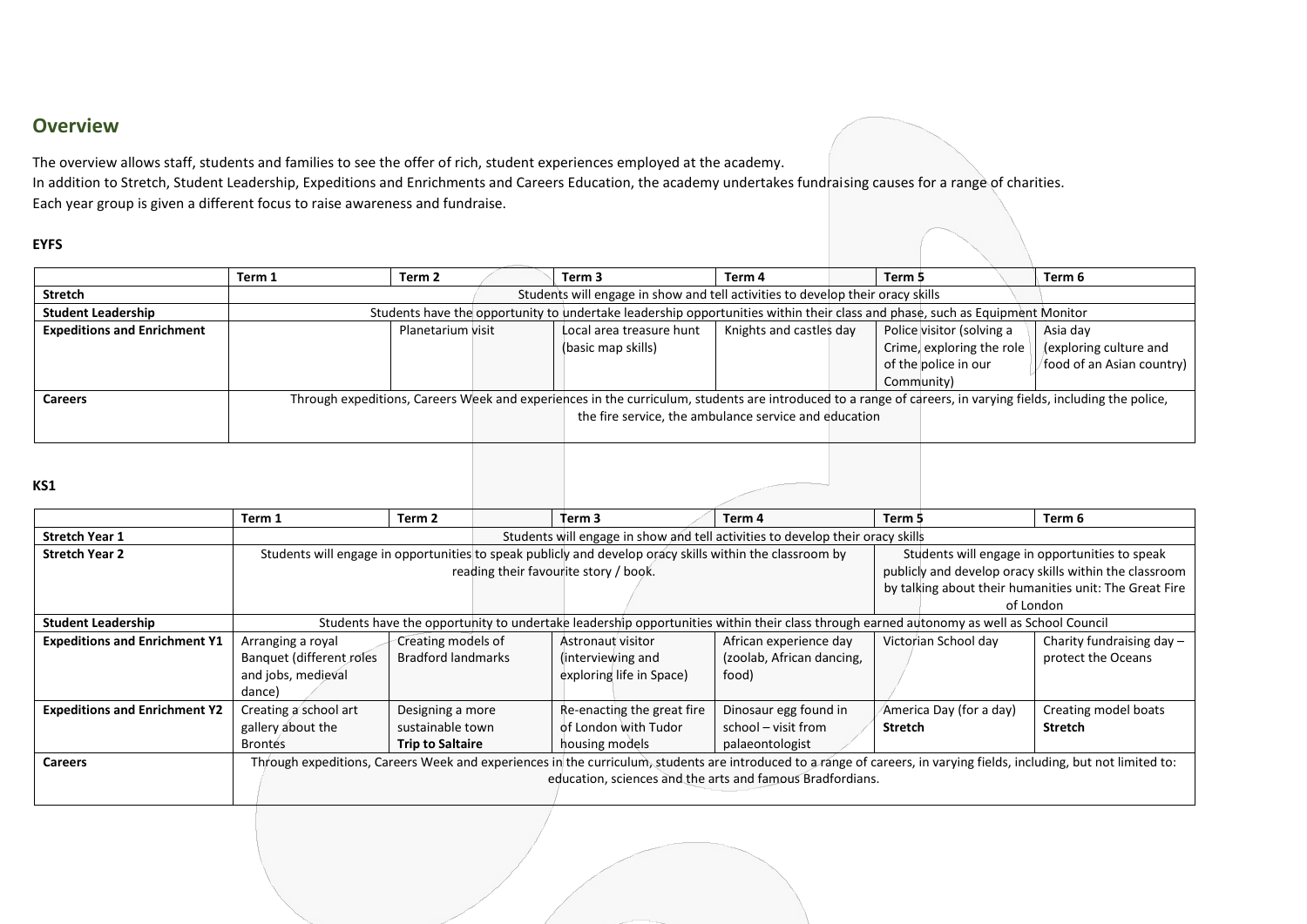## Overview

The overview allows staff, students and families to see the offer of rich, student experiences employed at the academy.
In addition to Stretch, Student Leadership, Expeditions and Enrichments and Careers Education, the academy undertakes fundraising causes for a range of charities.
Each year group is given a different focus to raise awareness and fundraise.

**EYFS**

| | Term 1 | Term 2 | Term 3 | Term 4 | Term 5 | Term 6 |
|---|---|---|---|---|---|---|
| **Stretch** | Students will engage in show and tell activities to develop their oracy skills | | | | | |
| **Student Leadership** | Students have the opportunity to undertake leadership opportunities within their class and phase, such as Equipment Monitor | | | | | |
| **Expeditions and Enrichment** | | Planetarium visit | Local area treasure hunt (basic map skills) | Knights and castles day | Police visitor (solving a Crime, exploring the role of the police in our Community) | Asia day (exploring culture and food of an Asian country) |
| **Careers** | Through expeditions, Careers Week and experiences in the curriculum, students are introduced to a range of careers, in varying fields, including the police, the fire service, the ambulance service and education | | | | | |

**KS1**

| | Term 1 | Term 2 | Term 3 | Term 4 | Term 5 | Term 6 |
|---|---|---|---|---|---|---|
| **Stretch Year 1** | Students will engage in show and tell activities to develop their oracy skills | | | | | |
| **Stretch Year 2** | Students will engage in opportunities to speak publicly and develop oracy skills within the classroom by reading their favourite story / book. | | | | Students will engage in opportunities to speak publicly and develop oracy skills within the classroom by talking about their humanities unit: The Great Fire of London | |
| **Student Leadership** | Students have the opportunity to undertake leadership opportunities within their class through earned autonomy as well as School Council | | | | | |
| **Expeditions and Enrichment Y1** | Arranging a royal Banquet (different roles and jobs, medieval dance) | Creating models of Bradford landmarks | Astronaut visitor (interviewing and exploring life in Space) | African experience day (zoolab, African dancing, food) | Victorian School day | Charity fundraising day – protect the Oceans |
| **Expeditions and Enrichment Y2** | Creating a school art gallery about the Brontes | Designing a more sustainable town **Trip to Saltaire** | Re-enacting the great fire of London with Tudor housing models | Dinosaur egg found in school – visit from palaeontologist | America Day (for a day) **Stretch** | Creating model boats **Stretch** |
| **Careers** | Through expeditions, Careers Week and experiences in the curriculum, students are introduced to a range of careers, in varying fields, including, but not limited to: education, sciences and the arts and famous Bradfordians. | | | | | |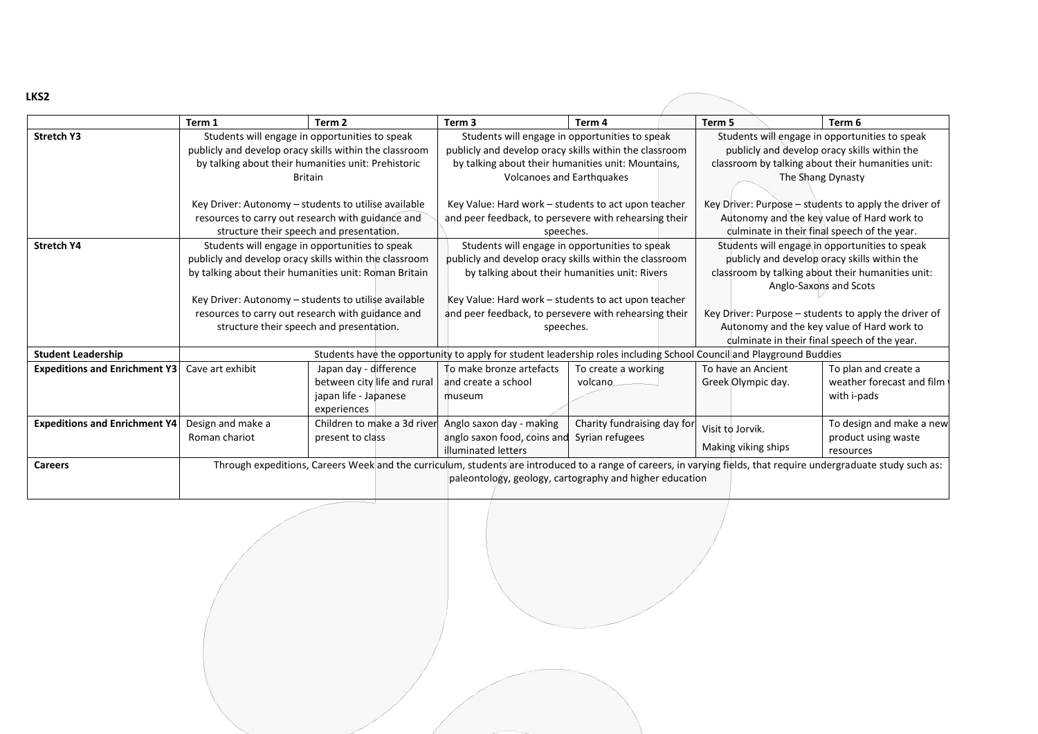**LKS2**

| | Term 1 | Term 2 | Term 3 | Term 4 | Term 5 | Term 6 |
|---|---|---|---|---|---|---|
| **Stretch Y3** | Students will engage in opportunities to speak publicly and develop oracy skills within the classroom by talking about their humanities unit: Prehistoric Britain<br><br>Key Driver: Autonomy – students to utilise available resources to carry out research with guidance and structure their speech and presentation. | | Students will engage in opportunities to speak publicly and develop oracy skills within the classroom by talking about their humanities unit: Mountains, Volcanoes and Earthquakes<br><br>Key Value: Hard work – students to act upon teacher and peer feedback, to persevere with rehearsing their speeches. | | Students will engage in opportunities to speak publicly and develop oracy skills within the classroom by talking about their humanities unit: The Shang Dynasty<br><br>Key Driver: Purpose – students to apply the driver of Autonomy and the key value of Hard work to culminate in their final speech of the year. | |
| **Stretch Y4** | Students will engage in opportunities to speak publicly and develop oracy skills within the classroom by talking about their humanities unit: Roman Britain<br><br>Key Driver: Autonomy – students to utilise available resources to carry out research with guidance and structure their speech and presentation. | | Students will engage in opportunities to speak publicly and develop oracy skills within the classroom by talking about their humanities unit: Rivers<br><br>Key Value: Hard work – students to act upon teacher and peer feedback, to persevere with rehearsing their speeches. | | Students will engage in opportunities to speak publicly and develop oracy skills within the classroom by talking about their humanities unit: Anglo-Saxons and Scots<br><br>Key Driver: Purpose – students to apply the driver of Autonomy and the key value of Hard work to culminate in their final speech of the year. | |
| **Student Leadership** | Students have the opportunity to apply for student leadership roles including School Council and Playground Buddies | | | | | |
| **Expeditions and Enrichment Y3** | Cave art exhibit | Japan day - difference between city life and rural japan life - Japanese experiences | To make bronze artefacts and create a school museum | To create a working volcano | To have an Ancient Greek Olympic day. | To plan and create a weather forecast and film with i-pads |
| **Expeditions and Enrichment Y4** | Design and make a Roman chariot | Children to make a 3d river present to class | Anglo saxon day - making anglo saxon food, coins and illuminated letters | Charity fundraising day for Syrian refugees | Visit to Jorvik.<br><br>Making viking ships | To design and make a new product using waste resources |
| **Careers** | Through expeditions, Careers Week and the curriculum, students are introduced to a range of careers, in varying fields, that require undergraduate study such as: paleontology, geology, cartography and higher education | | | | | |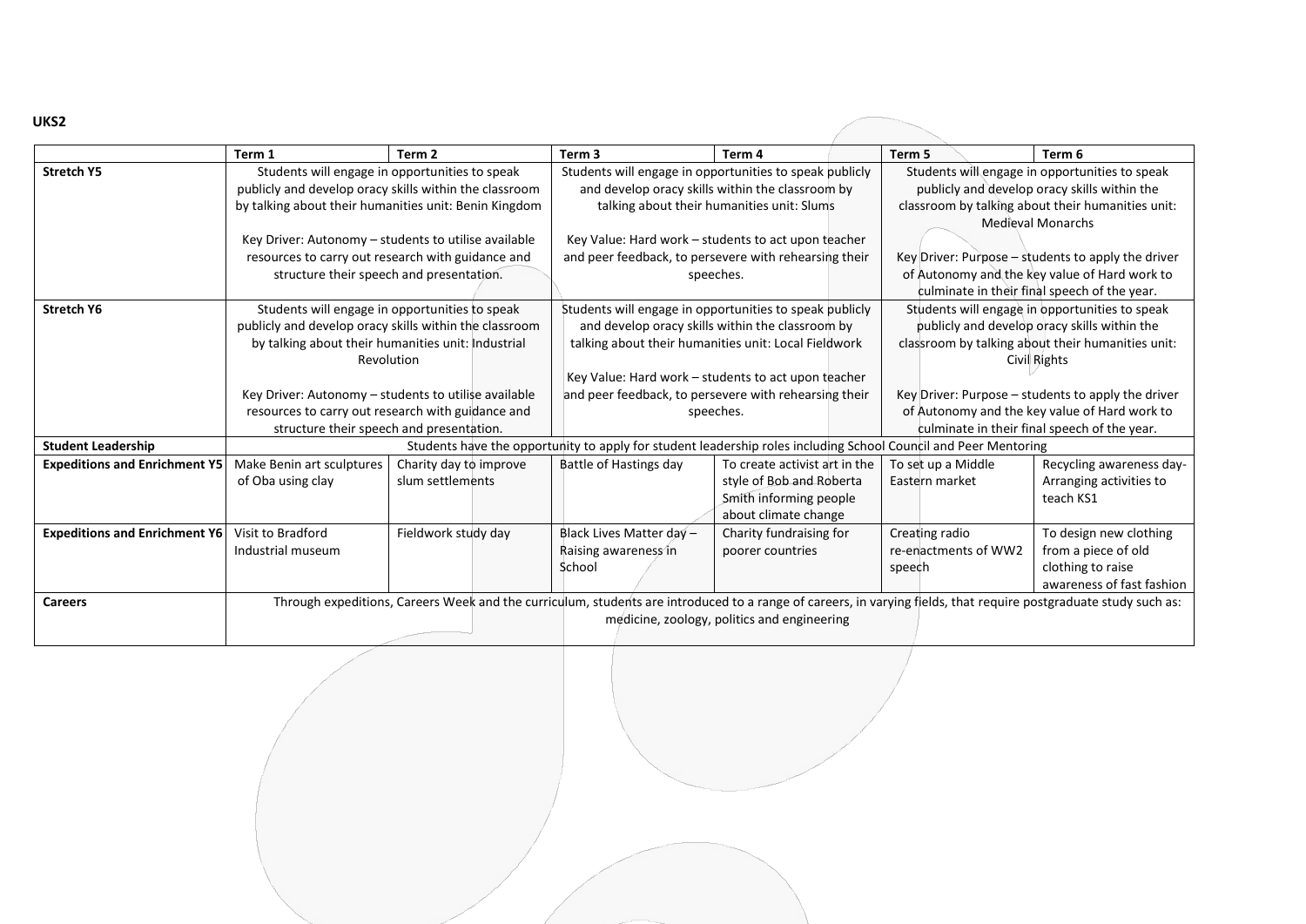**UKS2**

| | Term 1 | Term 2 | Term 3 | Term 4 | Term 5 | Term 6 |
|---|---|---|---|---|---|---|
| **Stretch Y5** | Students will engage in opportunities to speak publicly and develop oracy skills within the classroom by talking about their humanities unit: Benin Kingdom<br><br>Key Driver: Autonomy – students to utilise available resources to carry out research with guidance and structure their speech and presentation. | | Students will engage in opportunities to speak publicly and develop oracy skills within the classroom by talking about their humanities unit: Slums<br><br>Key Value: Hard work – students to act upon teacher and peer feedback, to persevere with rehearsing their speeches. | | Students will engage in opportunities to speak publicly and develop oracy skills within the classroom by talking about their humanities unit: Medieval Monarchs<br><br>Key Driver: Purpose – students to apply the driver of Autonomy and the key value of Hard work to culminate in their final speech of the year. | |
| **Stretch Y6** | Students will engage in opportunities to speak publicly and develop oracy skills within the classroom by talking about their humanities unit: Industrial Revolution<br><br>Key Driver: Autonomy – students to utilise available resources to carry out research with guidance and structure their speech and presentation. | | Students will engage in opportunities to speak publicly and develop oracy skills within the classroom by talking about their humanities unit: Local Fieldwork<br><br>Key Value: Hard work – students to act upon teacher and peer feedback, to persevere with rehearsing their speeches. | | Students will engage in opportunities to speak publicly and develop oracy skills within the classroom by talking about their humanities unit: Civil Rights<br><br>Key Driver: Purpose – students to apply the driver of Autonomy and the key value of Hard work to culminate in their final speech of the year. | |
| **Student Leadership** | Students have the opportunity to apply for student leadership roles including School Council and Peer Mentoring | | | | | |
| **Expeditions and Enrichment Y5** | Make Benin art sculptures of Oba using clay | Charity day to improve slum settlements | Battle of Hastings day | To create activist art in the style of Bob and Roberta Smith informing people about climate change | To set up a Middle Eastern market | Recycling awareness day- Arranging activities to teach KS1 |
| **Expeditions and Enrichment Y6** | Visit to Bradford Industrial museum | Fieldwork study day | Black Lives Matter day – Raising awareness in School | Charity fundraising for poorer countries | Creating radio re-enactments of WW2 speech | To design new clothing from a piece of old clothing to raise awareness of fast fashion |
| **Careers** | Through expeditions, Careers Week and the curriculum, students are introduced to a range of careers, in varying fields, that require postgraduate study such as: medicine, zoology, politics and engineering | | | | | |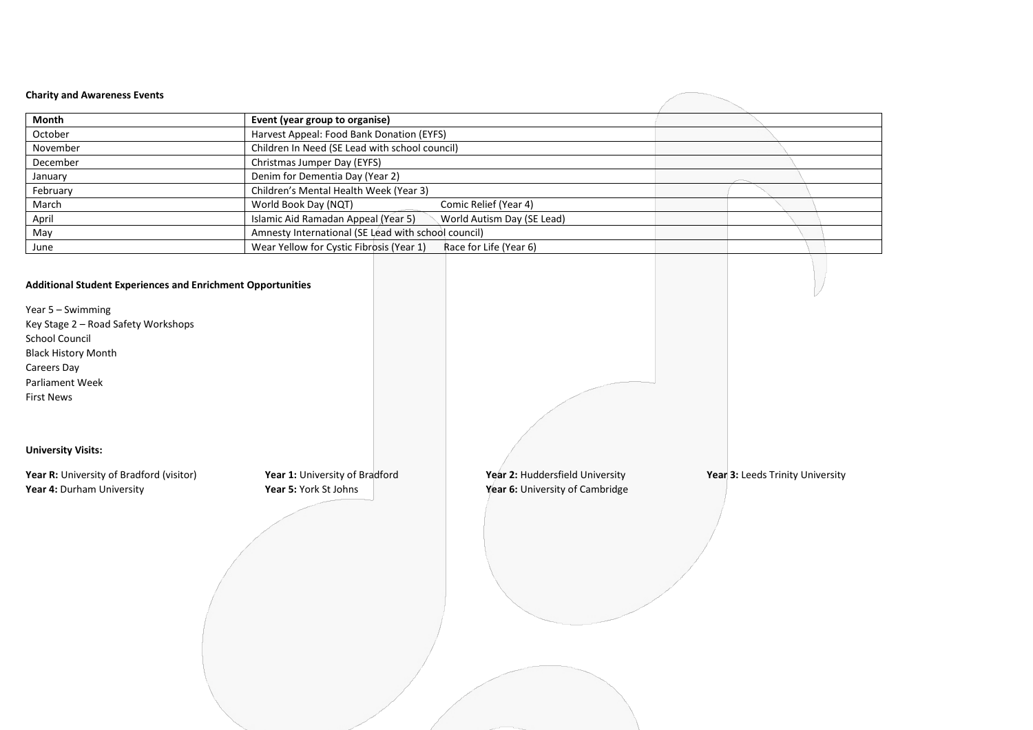**Charity and Awareness Events**

| Month | Event (year group to organise) |
|---|---|
| October | Harvest Appeal: Food Bank Donation (EYFS) |
| November | Children In Need (SE Lead with school council) |
| December | Christmas Jumper Day (EYFS) |
| January | Denim for Dementia Day (Year 2) |
| February | Children's Mental Health Week (Year 3) |
| March | World Book Day (NQT) Comic Relief (Year 4) |
| April | Islamic Aid Ramadan Appeal (Year 5) World Autism Day (SE Lead) |
| May | Amnesty International (SE Lead with school council) |
| June | Wear Yellow for Cystic Fibrosis (Year 1) Race for Life (Year 6) |

**Additional Student Experiences and Enrichment Opportunities**

Year 5 – Swimming
Key Stage 2 – Road Safety Workshops
School Council
Black History Month
Careers Day
Parliament Week
First News

**University Visits:**

**Year R:** University of Bradford (visitor)
**Year 1:** University of Bradford
**Year 2:** Huddersfield University
**Year 3:** Leeds Trinity University
**Year 4:** Durham University
**Year 5:** York St Johns
**Year 6:** University of Cambridge